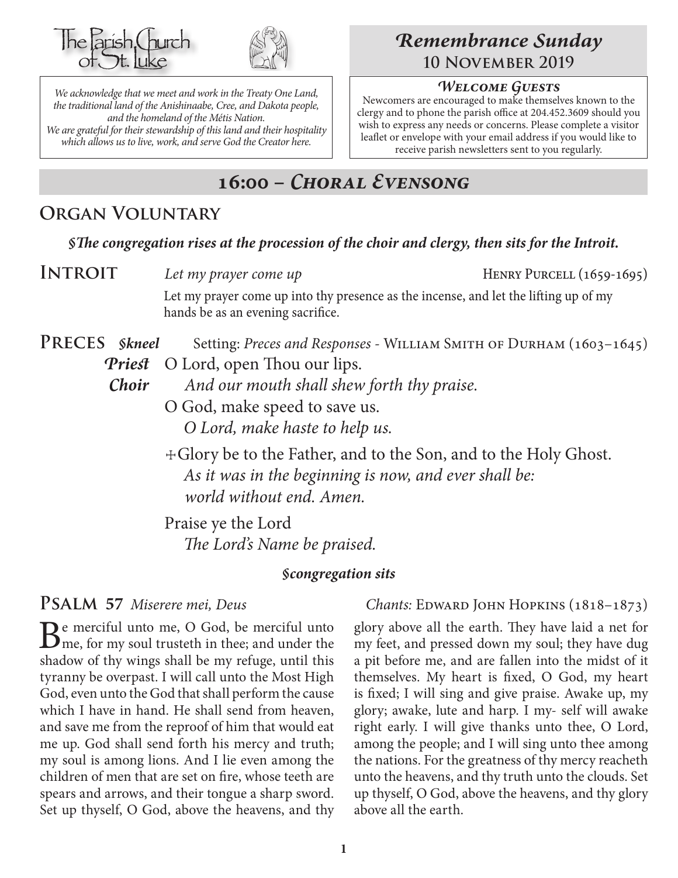The Parish Church of St. Luke

*We acknowledge that we meet and work in the Treaty One Land, the traditional land of the Anishinaabe, Cree, and Dakota people, and the homeland of the Métis Nation. We are grateful for their stewardship of this land and their hospitality which allows us to live, work, and serve God the Creator here.*

# *Remembrance Sunday*
## 10 November 2019

### *Welcome Guests*

Newcomers are encouraged to make themselves known to the clergy and to phone the parish office at 204.452.3609 should you wish to express any needs or concerns. Please complete a visitor leaflet or envelope with your email address if you would like to receive parish newsletters sent to you regularly.

## 16:00 – *Choral Evensong*

### Organ Voluntary

***§The congregation rises at the procession of the choir and clergy, then sits for the Introit.***

### Introit

*Let my prayer come up* — Henry Purcell (1659-1695)

Let my prayer come up into thy presence as the incense, and let the lifting up of my hands be as an evening sacrifice.

### Preces ***§kneel***

Setting: *Preces and Responses* - William Smith of Durham (1603–1645)

***Priest*** O Lord, open Thou our lips.
***Choir*** *And our mouth shall shew forth thy praise.*

O God, make speed to save us.
*O Lord, make haste to help us.*

☩Glory be to the Father, and to the Son, and to the Holy Ghost.
*As it was in the beginning is now, and ever shall be:*
*world without end. Amen.*

Praise ye the Lord
*The Lord's Name be praised.*

***§congregation sits***

### Psalm 57 *Miserere mei, Deus*

*Chants:* Edward John Hopkins (1818–1873)

Be merciful unto me, O God, be merciful unto me, for my soul trusteth in thee; and under the shadow of thy wings shall be my refuge, until this tyranny be overpast. I will call unto the Most High God, even unto the God that shall perform the cause which I have in hand. He shall send from heaven, and save me from the reproof of him that would eat me up. God shall send forth his mercy and truth; my soul is among lions. And I lie even among the children of men that are set on fire, whose teeth are spears and arrows, and their tongue a sharp sword. Set up thyself, O God, above the heavens, and thy glory above all the earth. They have laid a net for my feet, and pressed down my soul; they have dug a pit before me, and are fallen into the midst of it themselves. My heart is fixed, O God, my heart is fixed; I will sing and give praise. Awake up, my glory; awake, lute and harp. I my- self will awake right early. I will give thanks unto thee, O Lord, among the people; and I will sing unto thee among the nations. For the greatness of thy mercy reacheth unto the heavens, and thy truth unto the clouds. Set up thyself, O God, above the heavens, and thy glory above all the earth.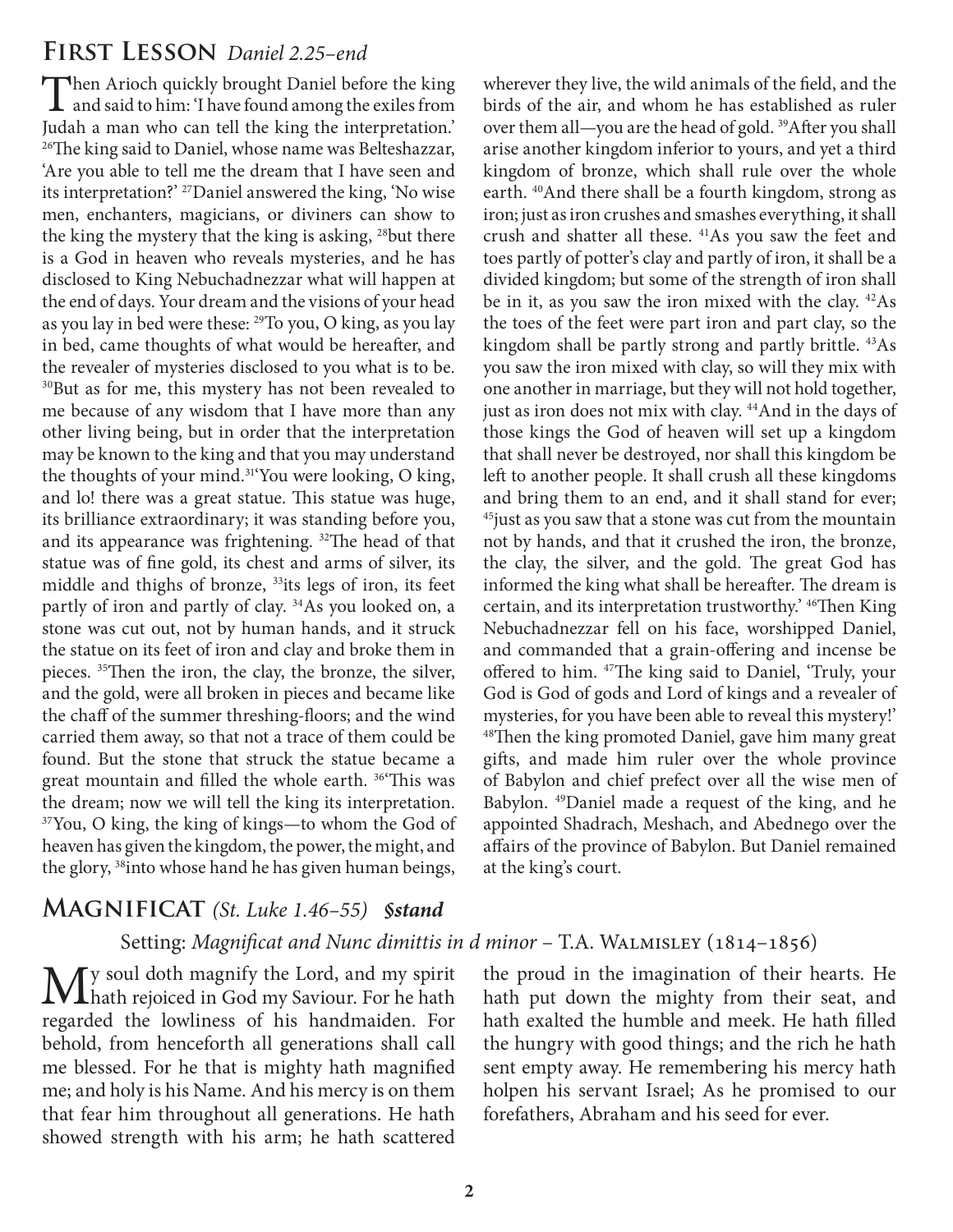## First Lesson *Daniel 2.25–end*

Then Arioch quickly brought Daniel before the king and said to him: 'I have found among the exiles from Judah a man who can tell the king the interpretation.' [26]The king said to Daniel, whose name was Belteshazzar, 'Are you able to tell me the dream that I have seen and its interpretation?' [27]Daniel answered the king, 'No wise men, enchanters, magicians, or diviners can show to the king the mystery that the king is asking, [28]but there is a God in heaven who reveals mysteries, and he has disclosed to King Nebuchadnezzar what will happen at the end of days. Your dream and the visions of your head as you lay in bed were these: [29]To you, O king, as you lay in bed, came thoughts of what would be hereafter, and the revealer of mysteries disclosed to you what is to be. [30]But as for me, this mystery has not been revealed to me because of any wisdom that I have more than any other living being, but in order that the interpretation may be known to the king and that you may understand the thoughts of your mind.[31]'You were looking, O king, and lo! there was a great statue. This statue was huge, its brilliance extraordinary; it was standing before you, and its appearance was frightening. [32]The head of that statue was of fine gold, its chest and arms of silver, its middle and thighs of bronze, [33]its legs of iron, its feet partly of iron and partly of clay. [34]As you looked on, a stone was cut out, not by human hands, and it struck the statue on its feet of iron and clay and broke them in pieces. [35]Then the iron, the clay, the bronze, the silver, and the gold, were all broken in pieces and became like the chaff of the summer threshing-floors; and the wind carried them away, so that not a trace of them could be found. But the stone that struck the statue became a great mountain and filled the whole earth. [36]'This was the dream; now we will tell the king its interpretation. [37]You, O king, the king of kings—to whom the God of heaven has given the kingdom, the power, the might, and the glory, [38]into whose hand he has given human beings, wherever they live, the wild animals of the field, and the birds of the air, and whom he has established as ruler over them all—you are the head of gold. [39]After you shall arise another kingdom inferior to yours, and yet a third kingdom of bronze, which shall rule over the whole earth. [40]And there shall be a fourth kingdom, strong as iron; just as iron crushes and smashes everything, it shall crush and shatter all these. [41]As you saw the feet and toes partly of potter's clay and partly of iron, it shall be a divided kingdom; but some of the strength of iron shall be in it, as you saw the iron mixed with the clay. [42]As the toes of the feet were part iron and part clay, so the kingdom shall be partly strong and partly brittle. [43]As you saw the iron mixed with clay, so will they mix with one another in marriage, but they will not hold together, just as iron does not mix with clay. [44]And in the days of those kings the God of heaven will set up a kingdom that shall never be destroyed, nor shall this kingdom be left to another people. It shall crush all these kingdoms and bring them to an end, and it shall stand for ever; [45]just as you saw that a stone was cut from the mountain not by hands, and that it crushed the iron, the bronze, the clay, the silver, and the gold. The great God has informed the king what shall be hereafter. The dream is certain, and its interpretation trustworthy.' [46]Then King Nebuchadnezzar fell on his face, worshipped Daniel, and commanded that a grain-offering and incense be offered to him. [47]The king said to Daniel, 'Truly, your God is God of gods and Lord of kings and a revealer of mysteries, for you have been able to reveal this mystery!' [48]Then the king promoted Daniel, gave him many great gifts, and made him ruler over the whole province of Babylon and chief prefect over all the wise men of Babylon. [49]Daniel made a request of the king, and he appointed Shadrach, Meshach, and Abednego over the affairs of the province of Babylon. But Daniel remained at the king's court.

## Magnificat *(St. Luke 1.46–55)* ***§stand***

Setting: *Magnificat and Nunc dimittis in d minor* – T.A. Walmisley (1814–1856)

My soul doth magnify the Lord, and my spirit hath rejoiced in God my Saviour. For he hath regarded the lowliness of his handmaiden. For behold, from henceforth all generations shall call me blessed. For he that is mighty hath magnified me; and holy is his Name. And his mercy is on them that fear him throughout all generations. He hath showed strength with his arm; he hath scattered the proud in the imagination of their hearts. He hath put down the mighty from their seat, and hath exalted the humble and meek. He hath filled the hungry with good things; and the rich he hath sent empty away. He remembering his mercy hath holpen his servant Israel; As he promised to our forefathers, Abraham and his seed for ever.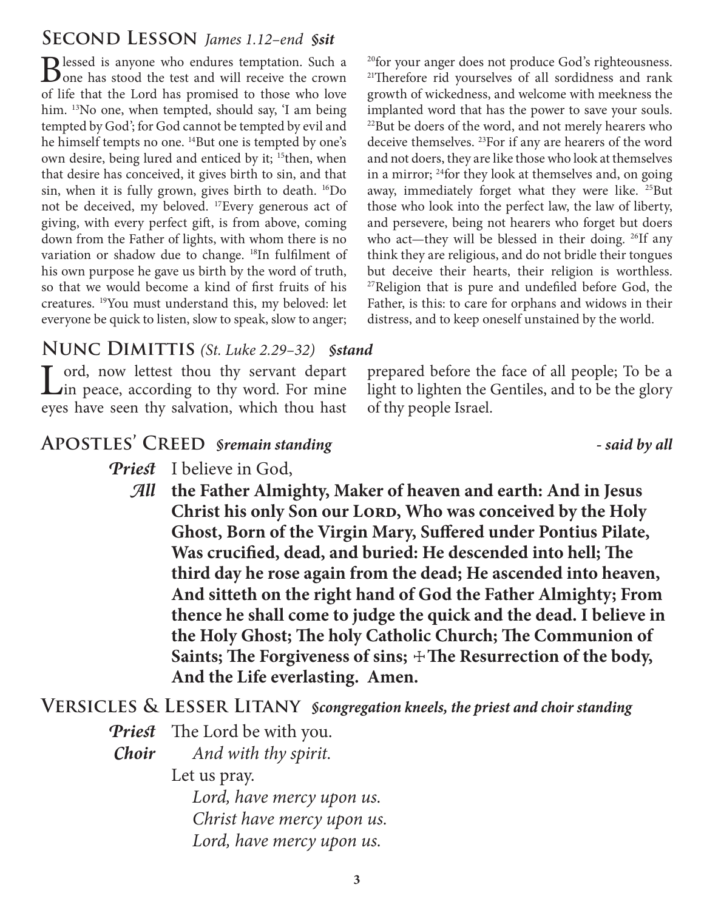## Second Lesson *James 1.12–end* ***§sit***

Blessed is anyone who endures temptation. Such a one has stood the test and will receive the crown of life that the Lord has promised to those who love him. [13]No one, when tempted, should say, 'I am being tempted by God'; for God cannot be tempted by evil and he himself tempts no one. [14]But one is tempted by one's own desire, being lured and enticed by it; [15]then, when that desire has conceived, it gives birth to sin, and that sin, when it is fully grown, gives birth to death. [16]Do not be deceived, my beloved. [17]Every generous act of giving, with every perfect gift, is from above, coming down from the Father of lights, with whom there is no variation or shadow due to change. [18]In fulfilment of his own purpose he gave us birth by the word of truth, so that we would become a kind of first fruits of his creatures. [19]You must understand this, my beloved: let everyone be quick to listen, slow to speak, slow to anger; [20]for your anger does not produce God's righteousness. [21]Therefore rid yourselves of all sordidness and rank growth of wickedness, and welcome with meekness the implanted word that has the power to save your souls. [22]But be doers of the word, and not merely hearers who deceive themselves. [23]For if any are hearers of the word and not doers, they are like those who look at themselves in a mirror; [24]for they look at themselves and, on going away, immediately forget what they were like. [25]But those who look into the perfect law, the law of liberty, and persevere, being not hearers who forget but doers who act—they will be blessed in their doing. [26]If any think they are religious, and do not bridle their tongues but deceive their hearts, their religion is worthless. [27]Religion that is pure and undefiled before God, the Father, is this: to care for orphans and widows in their distress, and to keep oneself unstained by the world.

## Nunc Dimittis *(St. Luke 2.29–32)* ***§stand***

Lord, now lettest thou thy servant depart in peace, according to thy word. For mine eyes have seen thy salvation, which thou hast prepared before the face of all people; To be a light to lighten the Gentiles, and to be the glory of thy people Israel.

## Apostles' Creed ***§remain standing*** ***- said by all***

***Priest*** I believe in God,

***All*** **the Father Almighty, Maker of heaven and earth: And in Jesus Christ his only Son our Lord, Who was conceived by the Holy Ghost, Born of the Virgin Mary, Suffered under Pontius Pilate, Was crucified, dead, and buried: He descended into hell; The third day he rose again from the dead; He ascended into heaven, And sitteth on the right hand of God the Father Almighty; From thence he shall come to judge the quick and the dead. I believe in the Holy Ghost; The holy Catholic Church; The Communion of Saints; The Forgiveness of sins; ☩The Resurrection of the body, And the Life everlasting. Amen.**

## Versicles & Lesser Litany ***§congregation kneels, the priest and choir standing***

***Priest*** The Lord be with you.

***Choir*** *And with thy spirit.*

Let us pray.

*Lord, have mercy upon us.*
*Christ have mercy upon us.*
*Lord, have mercy upon us.*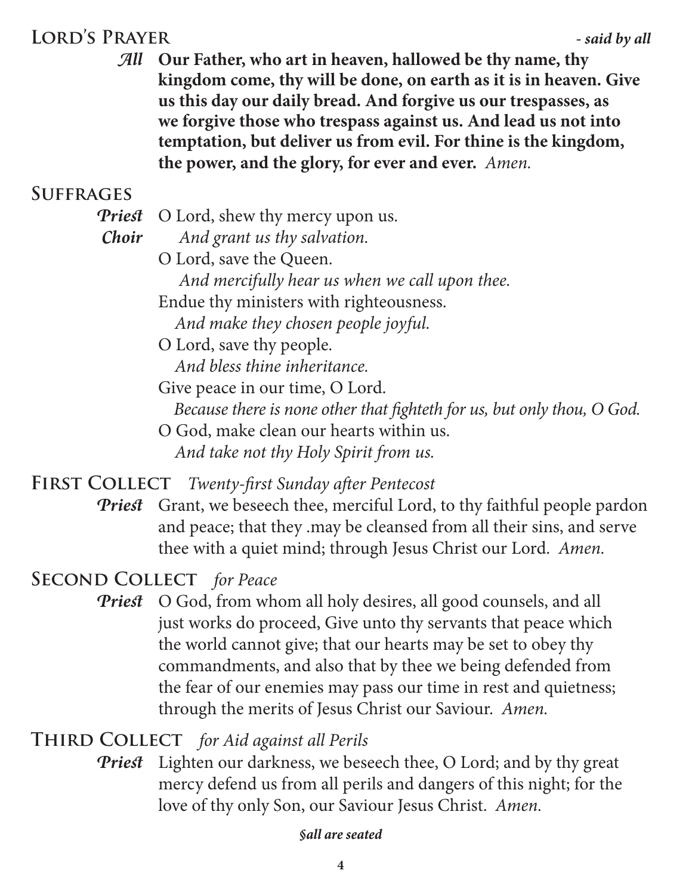## Lord's Prayer *- said by all*

***All*** **Our Father, who art in heaven, hallowed be thy name, thy kingdom come, thy will be done, on earth as it is in heaven. Give us this day our daily bread. And forgive us our trespasses, as we forgive those who trespass against us. And lead us not into temptation, but deliver us from evil. For thine is the kingdom, the power, and the glory, for ever and ever.** *Amen.*

## Suffrages

***Priest*** O Lord, shew thy mercy upon us.
***Choir*** *And grant us thy salvation.*
O Lord, save the Queen.
*And mercifully hear us when we call upon thee.*
Endue thy ministers with righteousness.
*And make they chosen people joyful.*
O Lord, save thy people.
*And bless thine inheritance.*
Give peace in our time, O Lord.
*Because there is none other that fighteth for us, but only thou, O God.*
O God, make clean our hearts within us.
*And take not thy Holy Spirit from us.*

## First Collect *Twenty-first Sunday after Pentecost*

***Priest*** Grant, we beseech thee, merciful Lord, to thy faithful people pardon and peace; that they .may be cleansed from all their sins, and serve thee with a quiet mind; through Jesus Christ our Lord. *Amen.*

## Second Collect *for Peace*

***Priest*** O God, from whom all holy desires, all good counsels, and all just works do proceed, Give unto thy servants that peace which the world cannot give; that our hearts may be set to obey thy commandments, and also that by thee we being defended from the fear of our enemies may pass our time in rest and quietness; through the merits of Jesus Christ our Saviour. *Amen.*

## Third Collect *for Aid against all Perils*

***Priest*** Lighten our darkness, we beseech thee, O Lord; and by thy great mercy defend us from all perils and dangers of this night; for the love of thy only Son, our Saviour Jesus Christ. *Amen.*

***§all are seated***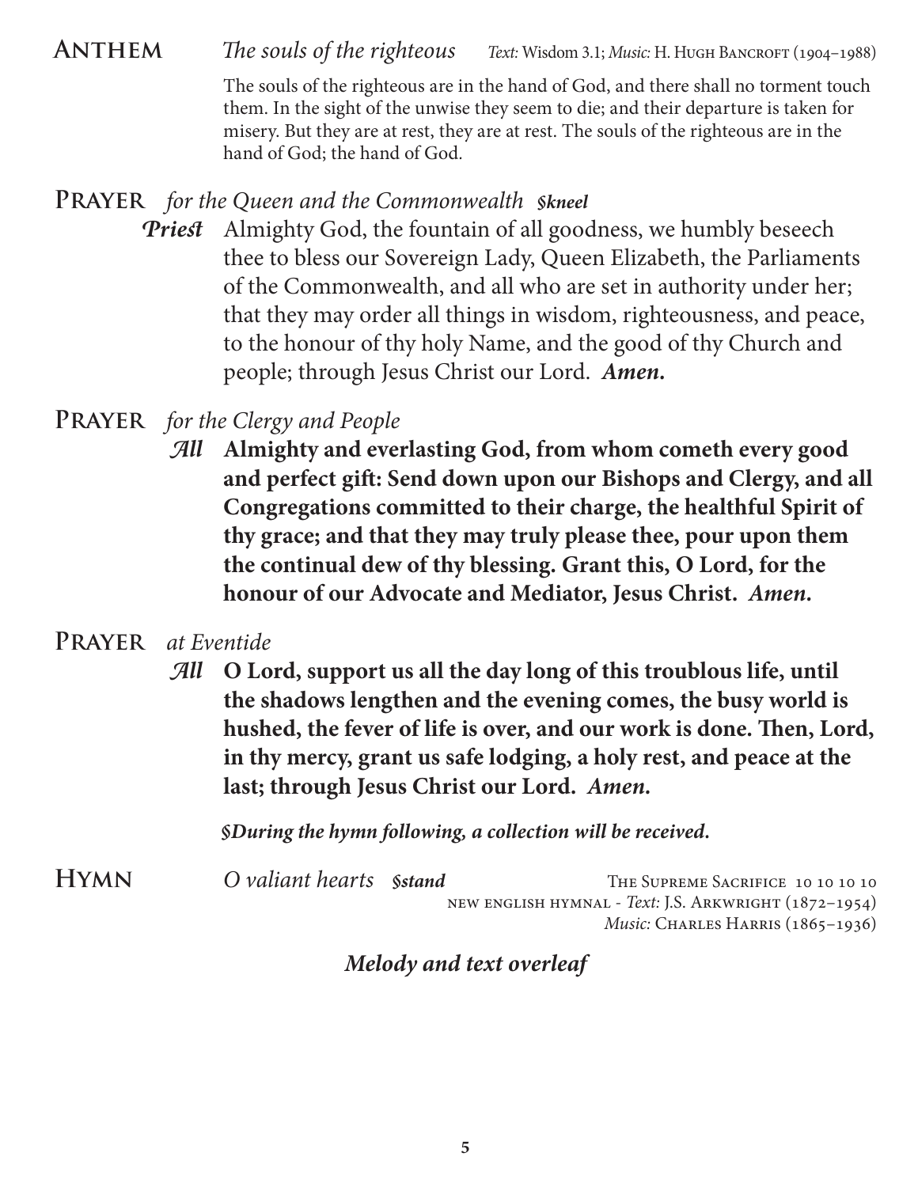**Anthem** *The souls of the righteous* *Text:* Wisdom 3.1; *Music:* H. Hugh Bancroft (1904–1988)

The souls of the righteous are in the hand of God, and there shall no torment touch them. In the sight of the unwise they seem to die; and their departure is taken for misery. But they are at rest, they are at rest. The souls of the righteous are in the hand of God; the hand of God.

**Prayer** *for the Queen and the Commonwealth* ***§kneel***

***Priest*** Almighty God, the fountain of all goodness, we humbly beseech thee to bless our Sovereign Lady, Queen Elizabeth, the Parliaments of the Commonwealth, and all who are set in authority under her; that they may order all things in wisdom, righteousness, and peace, to the honour of thy holy Name, and the good of thy Church and people; through Jesus Christ our Lord. ***Amen.***

**Prayer** *for the Clergy and People*

***All*** **Almighty and everlasting God, from whom cometh every good and perfect gift: Send down upon our Bishops and Clergy, and all Congregations committed to their charge, the healthful Spirit of thy grace; and that they may truly please thee, pour upon them the continual dew of thy blessing. Grant this, O Lord, for the honour of our Advocate and Mediator, Jesus Christ.** ***Amen.***

**Prayer** *at Eventide*

***All*** **O Lord, support us all the day long of this troublous life, until the shadows lengthen and the evening comes, the busy world is hushed, the fever of life is over, and our work is done. Then, Lord, in thy mercy, grant us safe lodging, a holy rest, and peace at the last; through Jesus Christ our Lord.** ***Amen.***

***§During the hymn following, a collection will be received.***

**Hymn** *O valiant hearts* ***§stand*** The Supreme Sacrifice 10 10 10 10
new english hymnal - *Text:* J.S. Arkwright (1872–1954)
*Music:* Charles Harris (1865–1936)

***Melody and text overleaf***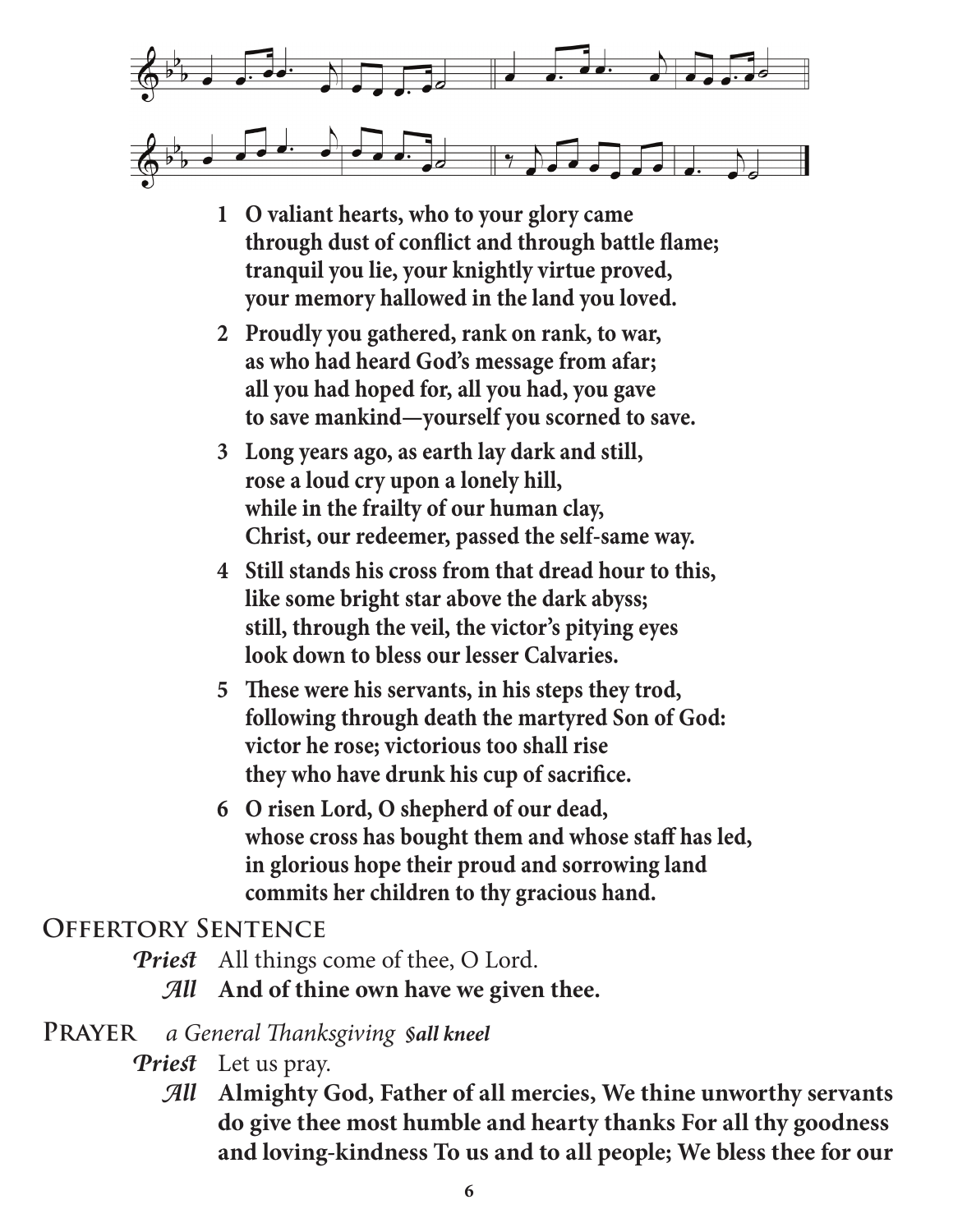1. **O valiant hearts, who to your glory came**
   **through dust of conflict and through battle flame;**
   **tranquil you lie, your knightly virtue proved,**
   **your memory hallowed in the land you loved.**

2. **Proudly you gathered, rank on rank, to war,**
   **as who had heard God's message from afar;**
   **all you had hoped for, all you had, you gave**
   **to save mankind—yourself you scorned to save.**

3. **Long years ago, as earth lay dark and still,**
   **rose a loud cry upon a lonely hill,**
   **while in the frailty of our human clay,**
   **Christ, our redeemer, passed the self-same way.**

4. **Still stands his cross from that dread hour to this,**
   **like some bright star above the dark abyss;**
   **still, through the veil, the victor's pitying eyes**
   **look down to bless our lesser Calvaries.**

5. **These were his servants, in his steps they trod,**
   **following through death the martyred Son of God:**
   **victor he rose; victorious too shall rise**
   **they who have drunk his cup of sacrifice.**

6. **O risen Lord, O shepherd of our dead,**
   **whose cross has bought them and whose staff has led,**
   **in glorious hope their proud and sorrowing land**
   **commits her children to thy gracious hand.**

## Offertory Sentence

***Priest*** All things come of thee, O Lord.

***All*** **And of thine own have we given thee.**

## Prayer *a General Thanksgiving* ***all kneel***

***Priest*** Let us pray.

***All*** **Almighty God, Father of all mercies, We thine unworthy servants do give thee most humble and hearty thanks For all thy goodness and loving-kindness To us and to all people; We bless thee for our**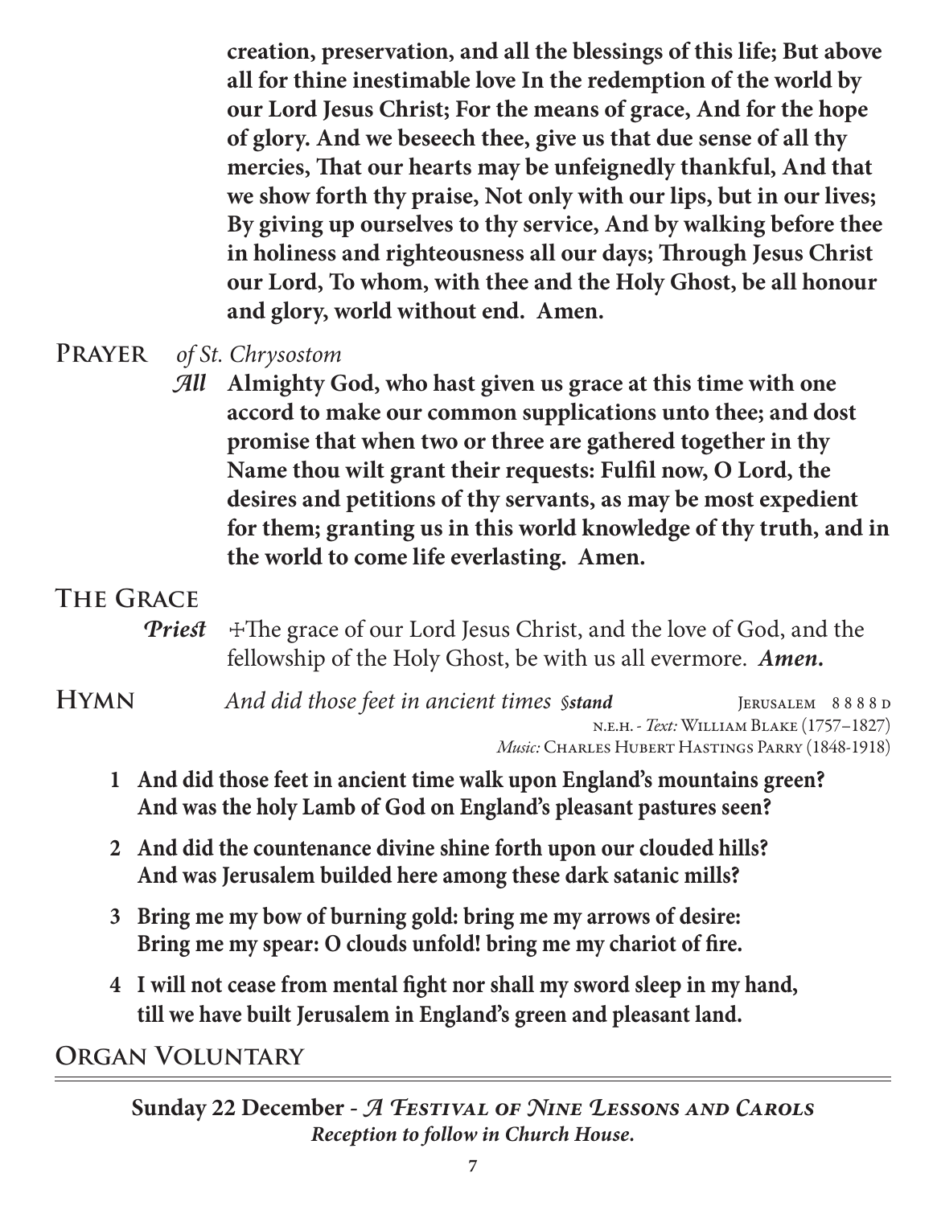**creation, preservation, and all the blessings of this life; But above all for thine inestimable love In the redemption of the world by our Lord Jesus Christ; For the means of grace, And for the hope of glory. And we beseech thee, give us that due sense of all thy mercies, That our hearts may be unfeignedly thankful, And that we show forth thy praise, Not only with our lips, but in our lives; By giving up ourselves to thy service, And by walking before thee in holiness and righteousness all our days; Through Jesus Christ our Lord, To whom, with thee and the Holy Ghost, be all honour and glory, world without end. Amen.**

## Prayer *of St. Chrysostom*

*All* **Almighty God, who hast given us grace at this time with one accord to make our common supplications unto thee; and dost promise that when two or three are gathered together in thy Name thou wilt grant their requests: Fulfil now, O Lord, the desires and petitions of thy servants, as may be most expedient for them; granting us in this world knowledge of thy truth, and in the world to come life everlasting. Amen.**

## The Grace

*Priest* ✠The grace of our Lord Jesus Christ, and the love of God, and the fellowship of the Holy Ghost, be with us all evermore. ***Amen.***

## Hymn *And did those feet in ancient times* §*stand*

Jerusalem 8 8 8 8 d
n.e.h. - *Text:* William Blake (1757–1827)
*Music:* Charles Hubert Hastings Parry (1848-1918)

1. **And did those feet in ancient time walk upon England's mountains green? And was the holy Lamb of God on England's pleasant pastures seen?**
2. **And did the countenance divine shine forth upon our clouded hills? And was Jerusalem builded here among these dark satanic mills?**
3. **Bring me my bow of burning gold: bring me my arrows of desire: Bring me my spear: O clouds unfold! bring me my chariot of fire.**
4. **I will not cease from mental fight nor shall my sword sleep in my hand, till we have built Jerusalem in England's green and pleasant land.**

## Organ Voluntary

---

**Sunday 22 December -** ***A Festival of Nine Lessons and Carols***
***Reception to follow in Church House.***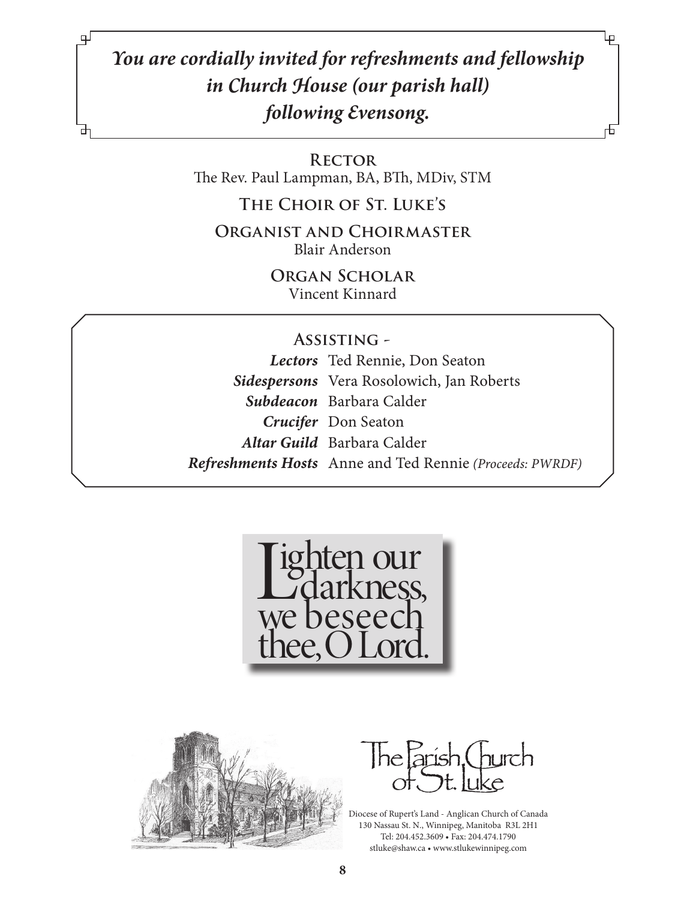***You are cordially invited for refreshments and fellowship in Church House (our parish hall) following Evensong.***

**RECTOR**
The Rev. Paul Lampman, BA, BTh, MDiv, STM

**THE CHOIR OF ST. LUKE'S**

**ORGANIST AND CHOIRMASTER**
Blair Anderson

**ORGAN SCHOLAR**
Vincent Kinnard

**ASSISTING -**

| | |
|---|---|
| ***Lectors*** | Ted Rennie, Don Seaton |
| ***Sidespersons*** | Vera Rosolowich, Jan Roberts |
| ***Subdeacon*** | Barbara Calder |
| ***Crucifer*** | Don Seaton |
| ***Altar Guild*** | Barbara Calder |
| ***Refreshments Hosts*** | Anne and Ted Rennie *(Proceeds: PWRDF)* |

Lighten our darkness, we beseech thee, O Lord.

The Parish Church of St. Luke

Diocese of Rupert's Land - Anglican Church of Canada
130 Nassau St. N., Winnipeg, Manitoba R3L 2H1
Tel: 204.452.3609 • Fax: 204.474.1790
stluke@shaw.ca • www.stlukewinnipeg.com